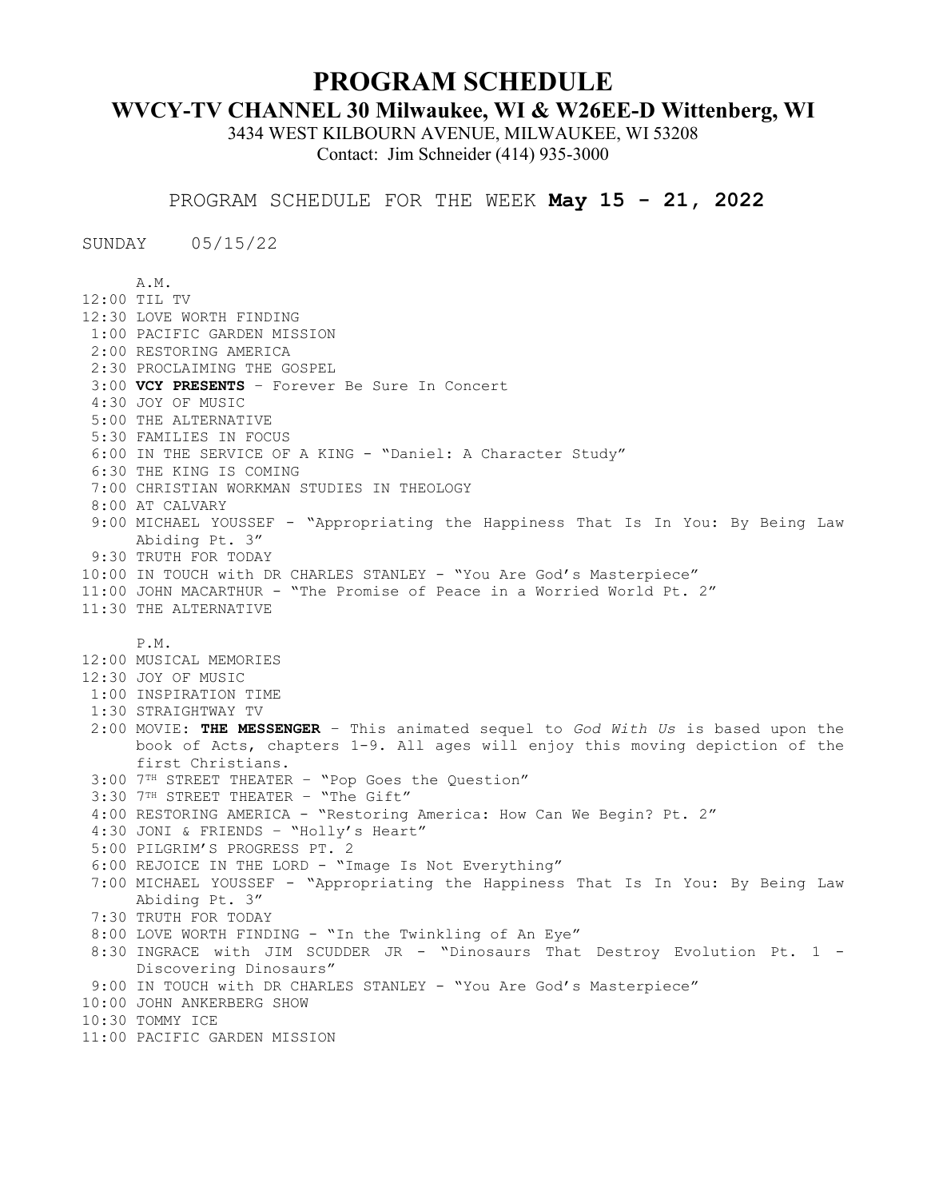# PROGRAM SCHEDULE

## WVCY-TV CHANNEL 30 Milwaukee, WI & W26EE-D Wittenberg, WI

3434 WEST KILBOURN AVENUE, MILWAUKEE, WI 53208
Contact: Jim Schneider (414) 935-3000

PROGRAM SCHEDULE FOR THE WEEK **May 15 - 21, 2022**

SUNDAY 05/15/22

A.M.

12:00 TIL TV
12:30 LOVE WORTH FINDING
1:00 PACIFIC GARDEN MISSION
2:00 RESTORING AMERICA
2:30 PROCLAIMING THE GOSPEL
3:00 **VCY PRESENTS** – Forever Be Sure In Concert
4:30 JOY OF MUSIC
5:00 THE ALTERNATIVE
5:30 FAMILIES IN FOCUS
6:00 IN THE SERVICE OF A KING - "Daniel: A Character Study"
6:30 THE KING IS COMING
7:00 CHRISTIAN WORKMAN STUDIES IN THEOLOGY
8:00 AT CALVARY
9:00 MICHAEL YOUSSEF - "Appropriating the Happiness That Is In You: By Being Law Abiding Pt. 3"
9:30 TRUTH FOR TODAY
10:00 IN TOUCH with DR CHARLES STANLEY - "You Are God's Masterpiece"
11:00 JOHN MACARTHUR - "The Promise of Peace in a Worried World Pt. 2"
11:30 THE ALTERNATIVE

P.M.

12:00 MUSICAL MEMORIES
12:30 JOY OF MUSIC
1:00 INSPIRATION TIME
1:30 STRAIGHTWAY TV
2:00 MOVIE: **THE MESSENGER** – This animated sequel to *God With Us* is based upon the book of Acts, chapters 1-9. All ages will enjoy this moving depiction of the first Christians.
3:00 7TH STREET THEATER – "Pop Goes the Question"
3:30 7TH STREET THEATER – "The Gift"
4:00 RESTORING AMERICA - "Restoring America: How Can We Begin? Pt. 2"
4:30 JONI & FRIENDS – "Holly's Heart"
5:00 PILGRIM'S PROGRESS PT. 2
6:00 REJOICE IN THE LORD - "Image Is Not Everything"
7:00 MICHAEL YOUSSEF - "Appropriating the Happiness That Is In You: By Being Law Abiding Pt. 3"
7:30 TRUTH FOR TODAY
8:00 LOVE WORTH FINDING - "In the Twinkling of An Eye"
8:30 INGRACE with JIM SCUDDER JR - "Dinosaurs That Destroy Evolution Pt. 1 - Discovering Dinosaurs"
9:00 IN TOUCH with DR CHARLES STANLEY - "You Are God's Masterpiece"
10:00 JOHN ANKERBERG SHOW
10:30 TOMMY ICE
11:00 PACIFIC GARDEN MISSION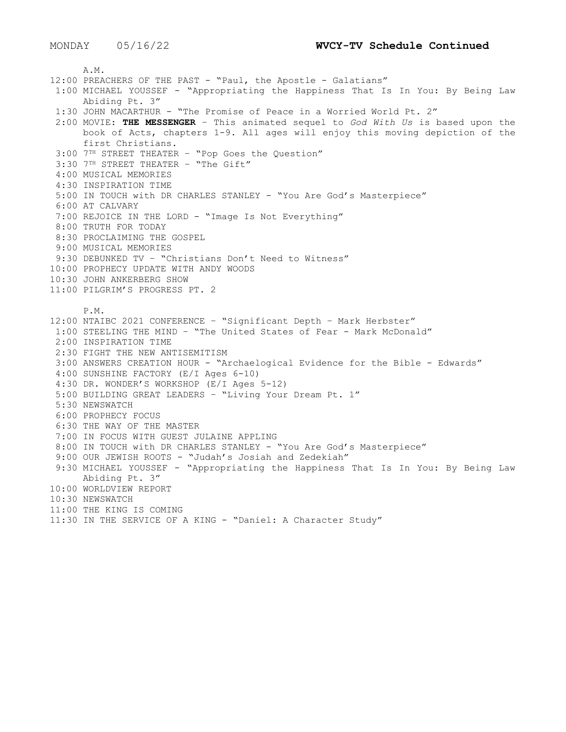MONDAY 05/16/22 **WVCY-TV Schedule Continued**

A.M.

12:00 PREACHERS OF THE PAST - "Paul, the Apostle - Galatians"
1:00 MICHAEL YOUSSEF - "Appropriating the Happiness That Is In You: By Being Law Abiding Pt. 3"
1:30 JOHN MACARTHUR - "The Promise of Peace in a Worried World Pt. 2"
2:00 MOVIE: **THE MESSENGER** – This animated sequel to *God With Us* is based upon the book of Acts, chapters 1-9. All ages will enjoy this moving depiction of the first Christians.
3:00 7TH STREET THEATER – "Pop Goes the Question"
3:30 7TH STREET THEATER – "The Gift"
4:00 MUSICAL MEMORIES
4:30 INSPIRATION TIME
5:00 IN TOUCH with DR CHARLES STANLEY - "You Are God's Masterpiece"
6:00 AT CALVARY
7:00 REJOICE IN THE LORD - "Image Is Not Everything"
8:00 TRUTH FOR TODAY
8:30 PROCLAIMING THE GOSPEL
9:00 MUSICAL MEMORIES
9:30 DEBUNKED TV – "Christians Don't Need to Witness"
10:00 PROPHECY UPDATE WITH ANDY WOODS
10:30 JOHN ANKERBERG SHOW
11:00 PILGRIM'S PROGRESS PT. 2

P.M.

12:00 NTAIBC 2021 CONFERENCE – "Significant Depth – Mark Herbster"
1:00 STEELING THE MIND – "The United States of Fear - Mark McDonald"
2:00 INSPIRATION TIME
2:30 FIGHT THE NEW ANTISEMITISM
3:00 ANSWERS CREATION HOUR - "Archaelogical Evidence for the Bible - Edwards"
4:00 SUNSHINE FACTORY (E/I Ages 6-10)
4:30 DR. WONDER'S WORKSHOP (E/I Ages 5-12)
5:00 BUILDING GREAT LEADERS – "Living Your Dream Pt. 1"
5:30 NEWSWATCH
6:00 PROPHECY FOCUS
6:30 THE WAY OF THE MASTER
7:00 IN FOCUS WITH GUEST JULAINE APPLING
8:00 IN TOUCH with DR CHARLES STANLEY - "You Are God's Masterpiece"
9:00 OUR JEWISH ROOTS - "Judah's Josiah and Zedekiah"
9:30 MICHAEL YOUSSEF - "Appropriating the Happiness That Is In You: By Being Law Abiding Pt. 3"
10:00 WORLDVIEW REPORT
10:30 NEWSWATCH
11:00 THE KING IS COMING
11:30 IN THE SERVICE OF A KING - "Daniel: A Character Study"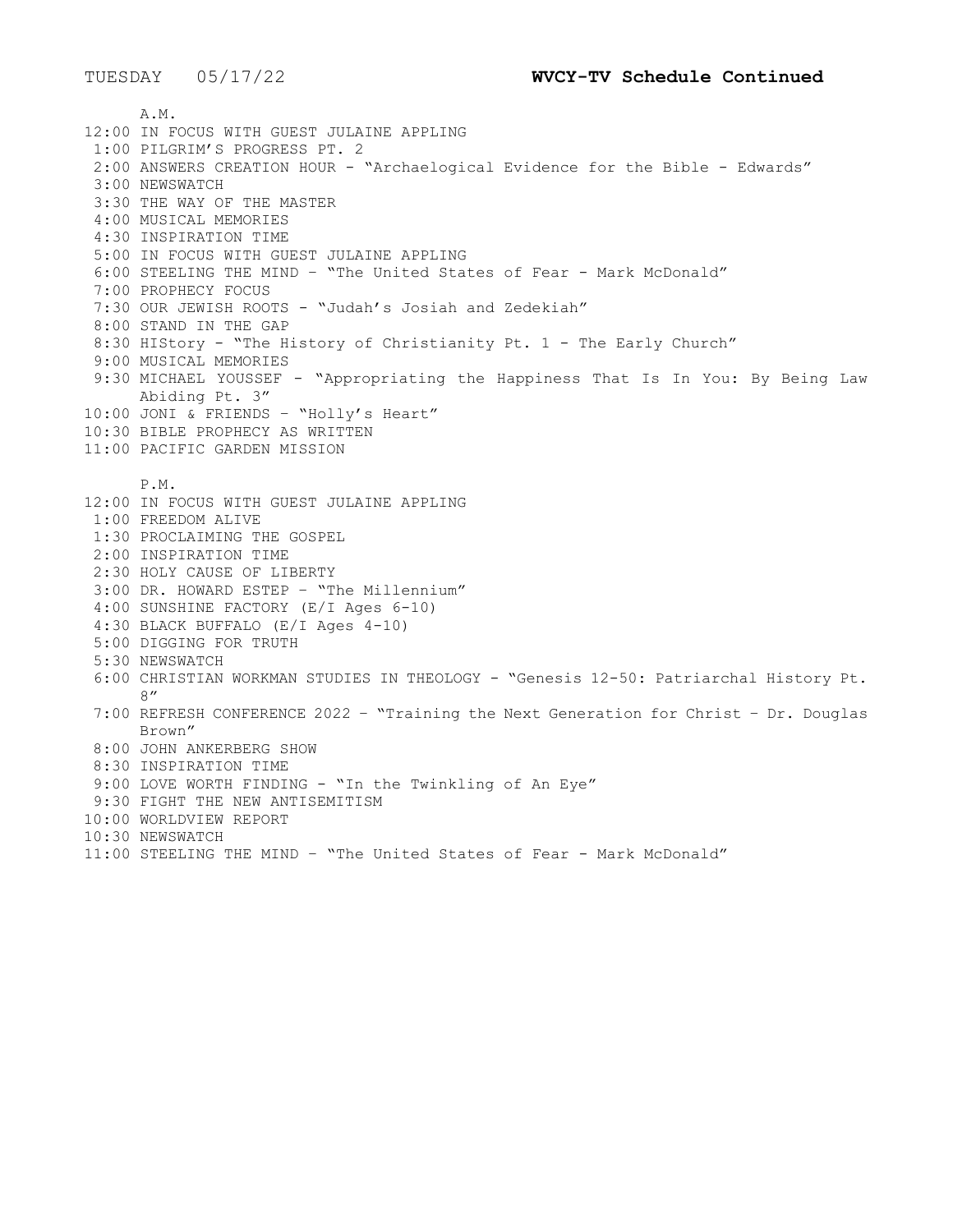TUESDAY 05/17/22 **WVCY-TV Schedule Continued**

A.M.

12:00 IN FOCUS WITH GUEST JULAINE APPLING
1:00 PILGRIM'S PROGRESS PT. 2
2:00 ANSWERS CREATION HOUR - "Archaelogical Evidence for the Bible - Edwards"
3:00 NEWSWATCH
3:30 THE WAY OF THE MASTER
4:00 MUSICAL MEMORIES
4:30 INSPIRATION TIME
5:00 IN FOCUS WITH GUEST JULAINE APPLING
6:00 STEELING THE MIND – "The United States of Fear - Mark McDonald"
7:00 PROPHECY FOCUS
7:30 OUR JEWISH ROOTS - "Judah's Josiah and Zedekiah"
8:00 STAND IN THE GAP
8:30 HIStory - "The History of Christianity Pt. 1 - The Early Church"
9:00 MUSICAL MEMORIES
9:30 MICHAEL YOUSSEF - "Appropriating the Happiness That Is In You: By Being Law Abiding Pt. 3"
10:00 JONI & FRIENDS – "Holly's Heart"
10:30 BIBLE PROPHECY AS WRITTEN
11:00 PACIFIC GARDEN MISSION

P.M.

12:00 IN FOCUS WITH GUEST JULAINE APPLING
1:00 FREEDOM ALIVE
1:30 PROCLAIMING THE GOSPEL
2:00 INSPIRATION TIME
2:30 HOLY CAUSE OF LIBERTY
3:00 DR. HOWARD ESTEP – "The Millennium"
4:00 SUNSHINE FACTORY (E/I Ages 6-10)
4:30 BLACK BUFFALO (E/I Ages 4-10)
5:00 DIGGING FOR TRUTH
5:30 NEWSWATCH
6:00 CHRISTIAN WORKMAN STUDIES IN THEOLOGY - "Genesis 12-50: Patriarchal History Pt. 8"
7:00 REFRESH CONFERENCE 2022 – "Training the Next Generation for Christ – Dr. Douglas Brown"
8:00 JOHN ANKERBERG SHOW
8:30 INSPIRATION TIME
9:00 LOVE WORTH FINDING - "In the Twinkling of An Eye"
9:30 FIGHT THE NEW ANTISEMITISM
10:00 WORLDVIEW REPORT
10:30 NEWSWATCH
11:00 STEELING THE MIND – "The United States of Fear - Mark McDonald"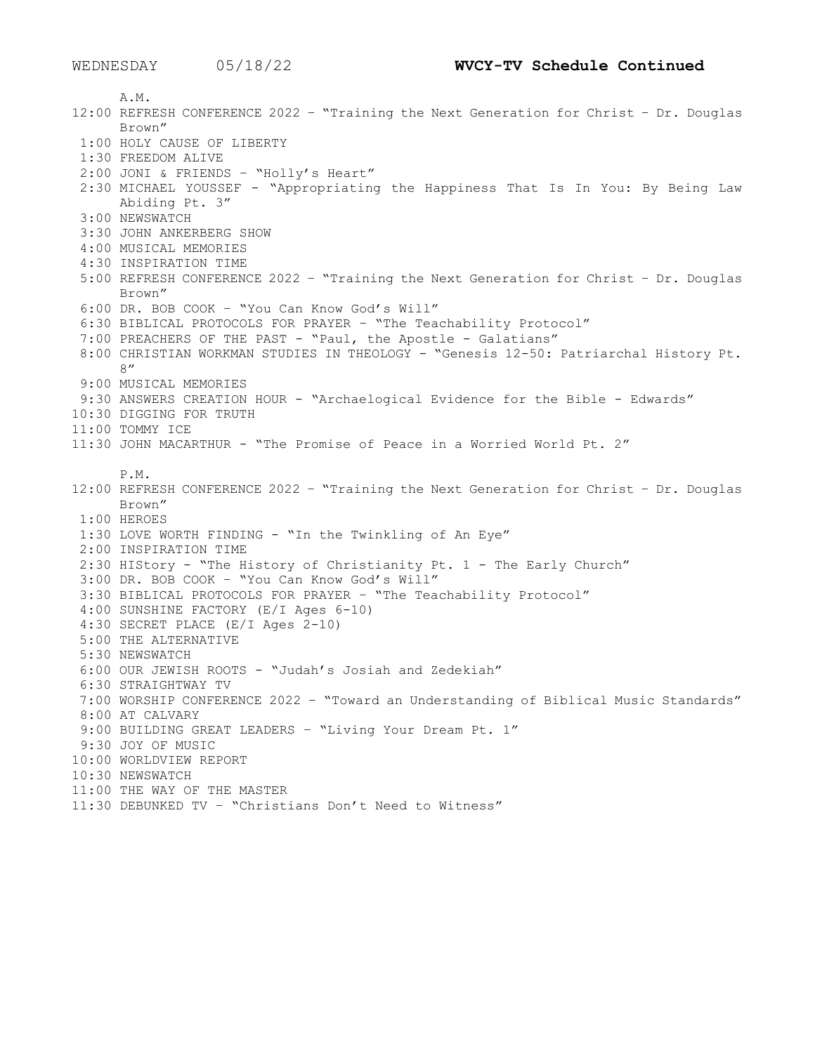WEDNESDAY 05/18/22 **WVCY-TV Schedule Continued**

A.M.

12:00 REFRESH CONFERENCE 2022 – "Training the Next Generation for Christ – Dr. Douglas Brown"
1:00 HOLY CAUSE OF LIBERTY
1:30 FREEDOM ALIVE
2:00 JONI & FRIENDS – "Holly's Heart"
2:30 MICHAEL YOUSSEF - "Appropriating the Happiness That Is In You: By Being Law Abiding Pt. 3"
3:00 NEWSWATCH
3:30 JOHN ANKERBERG SHOW
4:00 MUSICAL MEMORIES
4:30 INSPIRATION TIME
5:00 REFRESH CONFERENCE 2022 – "Training the Next Generation for Christ – Dr. Douglas Brown"
6:00 DR. BOB COOK – "You Can Know God's Will"
6:30 BIBLICAL PROTOCOLS FOR PRAYER – "The Teachability Protocol"
7:00 PREACHERS OF THE PAST - "Paul, the Apostle - Galatians"
8:00 CHRISTIAN WORKMAN STUDIES IN THEOLOGY - "Genesis 12-50: Patriarchal History Pt. 8"
9:00 MUSICAL MEMORIES
9:30 ANSWERS CREATION HOUR - "Archaelogical Evidence for the Bible - Edwards"
10:30 DIGGING FOR TRUTH
11:00 TOMMY ICE
11:30 JOHN MACARTHUR - "The Promise of Peace in a Worried World Pt. 2"

P.M.

12:00 REFRESH CONFERENCE 2022 – "Training the Next Generation for Christ – Dr. Douglas Brown"
1:00 HEROES
1:30 LOVE WORTH FINDING - "In the Twinkling of An Eye"
2:00 INSPIRATION TIME
2:30 HIStory - "The History of Christianity Pt. 1 - The Early Church"
3:00 DR. BOB COOK – "You Can Know God's Will"
3:30 BIBLICAL PROTOCOLS FOR PRAYER – "The Teachability Protocol"
4:00 SUNSHINE FACTORY (E/I Ages 6-10)
4:30 SECRET PLACE (E/I Ages 2-10)
5:00 THE ALTERNATIVE
5:30 NEWSWATCH
6:00 OUR JEWISH ROOTS - "Judah's Josiah and Zedekiah"
6:30 STRAIGHTWAY TV
7:00 WORSHIP CONFERENCE 2022 – "Toward an Understanding of Biblical Music Standards"
8:00 AT CALVARY
9:00 BUILDING GREAT LEADERS – "Living Your Dream Pt. 1"
9:30 JOY OF MUSIC
10:00 WORLDVIEW REPORT
10:30 NEWSWATCH
11:00 THE WAY OF THE MASTER
11:30 DEBUNKED TV – "Christians Don't Need to Witness"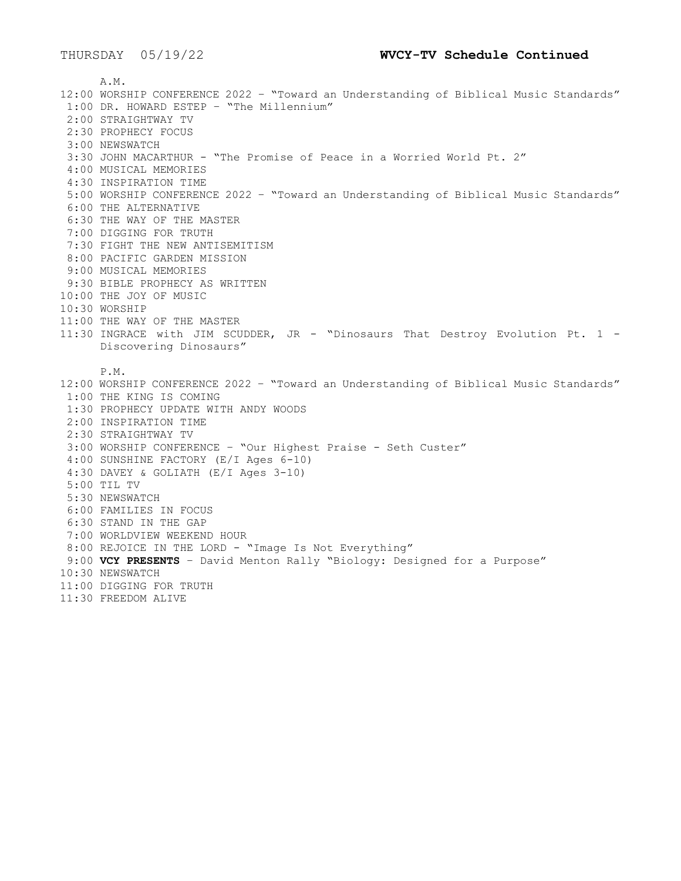THURSDAY 05/19/22 **WVCY-TV Schedule Continued**

A.M.

12:00 WORSHIP CONFERENCE 2022 – "Toward an Understanding of Biblical Music Standards"
1:00 DR. HOWARD ESTEP – "The Millennium"
2:00 STRAIGHTWAY TV
2:30 PROPHECY FOCUS
3:00 NEWSWATCH
3:30 JOHN MACARTHUR - "The Promise of Peace in a Worried World Pt. 2"
4:00 MUSICAL MEMORIES
4:30 INSPIRATION TIME
5:00 WORSHIP CONFERENCE 2022 – "Toward an Understanding of Biblical Music Standards"
6:00 THE ALTERNATIVE
6:30 THE WAY OF THE MASTER
7:00 DIGGING FOR TRUTH
7:30 FIGHT THE NEW ANTISEMITISM
8:00 PACIFIC GARDEN MISSION
9:00 MUSICAL MEMORIES
9:30 BIBLE PROPHECY AS WRITTEN
10:00 THE JOY OF MUSIC
10:30 WORSHIP
11:00 THE WAY OF THE MASTER
11:30 INGRACE with JIM SCUDDER, JR - "Dinosaurs That Destroy Evolution Pt. 1 - Discovering Dinosaurs"

P.M.

12:00 WORSHIP CONFERENCE 2022 – "Toward an Understanding of Biblical Music Standards"
1:00 THE KING IS COMING
1:30 PROPHECY UPDATE WITH ANDY WOODS
2:00 INSPIRATION TIME
2:30 STRAIGHTWAY TV
3:00 WORSHIP CONFERENCE – "Our Highest Praise - Seth Custer"
4:00 SUNSHINE FACTORY (E/I Ages 6-10)
4:30 DAVEY & GOLIATH (E/I Ages 3-10)
5:00 TIL TV
5:30 NEWSWATCH
6:00 FAMILIES IN FOCUS
6:30 STAND IN THE GAP
7:00 WORLDVIEW WEEKEND HOUR
8:00 REJOICE IN THE LORD - "Image Is Not Everything"
9:00 **VCY PRESENTS** – David Menton Rally "Biology: Designed for a Purpose"
10:30 NEWSWATCH
11:00 DIGGING FOR TRUTH
11:30 FREEDOM ALIVE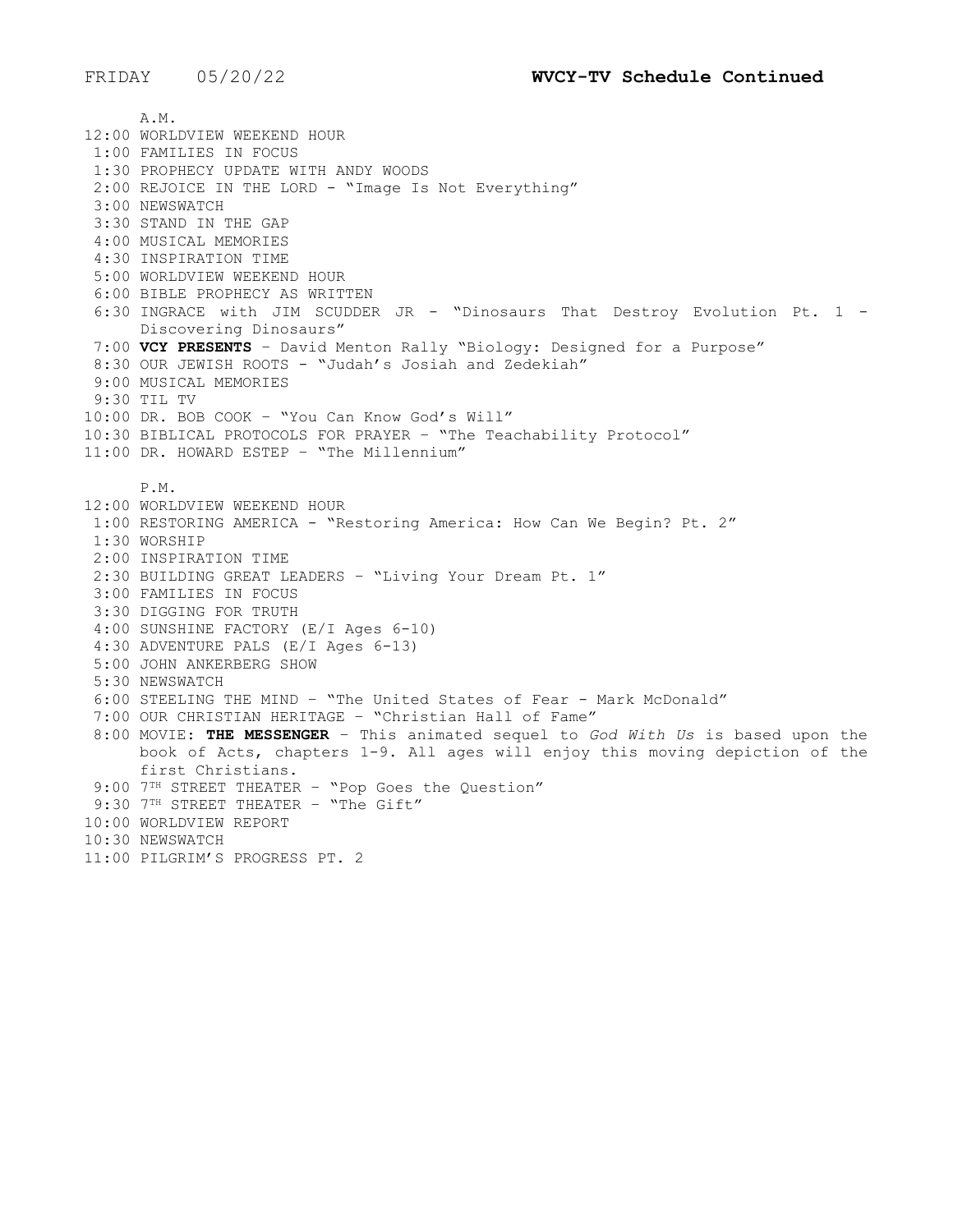FRIDAY 05/20/22 **WVCY-TV Schedule Continued**

A.M.

12:00 WORLDVIEW WEEKEND HOUR
1:00 FAMILIES IN FOCUS
1:30 PROPHECY UPDATE WITH ANDY WOODS
2:00 REJOICE IN THE LORD - "Image Is Not Everything"
3:00 NEWSWATCH
3:30 STAND IN THE GAP
4:00 MUSICAL MEMORIES
4:30 INSPIRATION TIME
5:00 WORLDVIEW WEEKEND HOUR
6:00 BIBLE PROPHECY AS WRITTEN
6:30 INGRACE with JIM SCUDDER JR - "Dinosaurs That Destroy Evolution Pt. 1 - Discovering Dinosaurs"
7:00 **VCY PRESENTS** – David Menton Rally "Biology: Designed for a Purpose"
8:30 OUR JEWISH ROOTS - "Judah's Josiah and Zedekiah"
9:00 MUSICAL MEMORIES
9:30 TIL TV
10:00 DR. BOB COOK – "You Can Know God's Will"
10:30 BIBLICAL PROTOCOLS FOR PRAYER – "The Teachability Protocol"
11:00 DR. HOWARD ESTEP – "The Millennium"

P.M.

12:00 WORLDVIEW WEEKEND HOUR
1:00 RESTORING AMERICA - "Restoring America: How Can We Begin? Pt. 2"
1:30 WORSHIP
2:00 INSPIRATION TIME
2:30 BUILDING GREAT LEADERS – "Living Your Dream Pt. 1"
3:00 FAMILIES IN FOCUS
3:30 DIGGING FOR TRUTH
4:00 SUNSHINE FACTORY (E/I Ages 6-10)
4:30 ADVENTURE PALS (E/I Ages 6-13)
5:00 JOHN ANKERBERG SHOW
5:30 NEWSWATCH
6:00 STEELING THE MIND – "The United States of Fear - Mark McDonald"
7:00 OUR CHRISTIAN HERITAGE – "Christian Hall of Fame"
8:00 MOVIE: **THE MESSENGER** – This animated sequel to *God With Us* is based upon the book of Acts, chapters 1-9. All ages will enjoy this moving depiction of the first Christians.
9:00 7TH STREET THEATER – "Pop Goes the Question"
9:30 7TH STREET THEATER – "The Gift"
10:00 WORLDVIEW REPORT
10:30 NEWSWATCH
11:00 PILGRIM'S PROGRESS PT. 2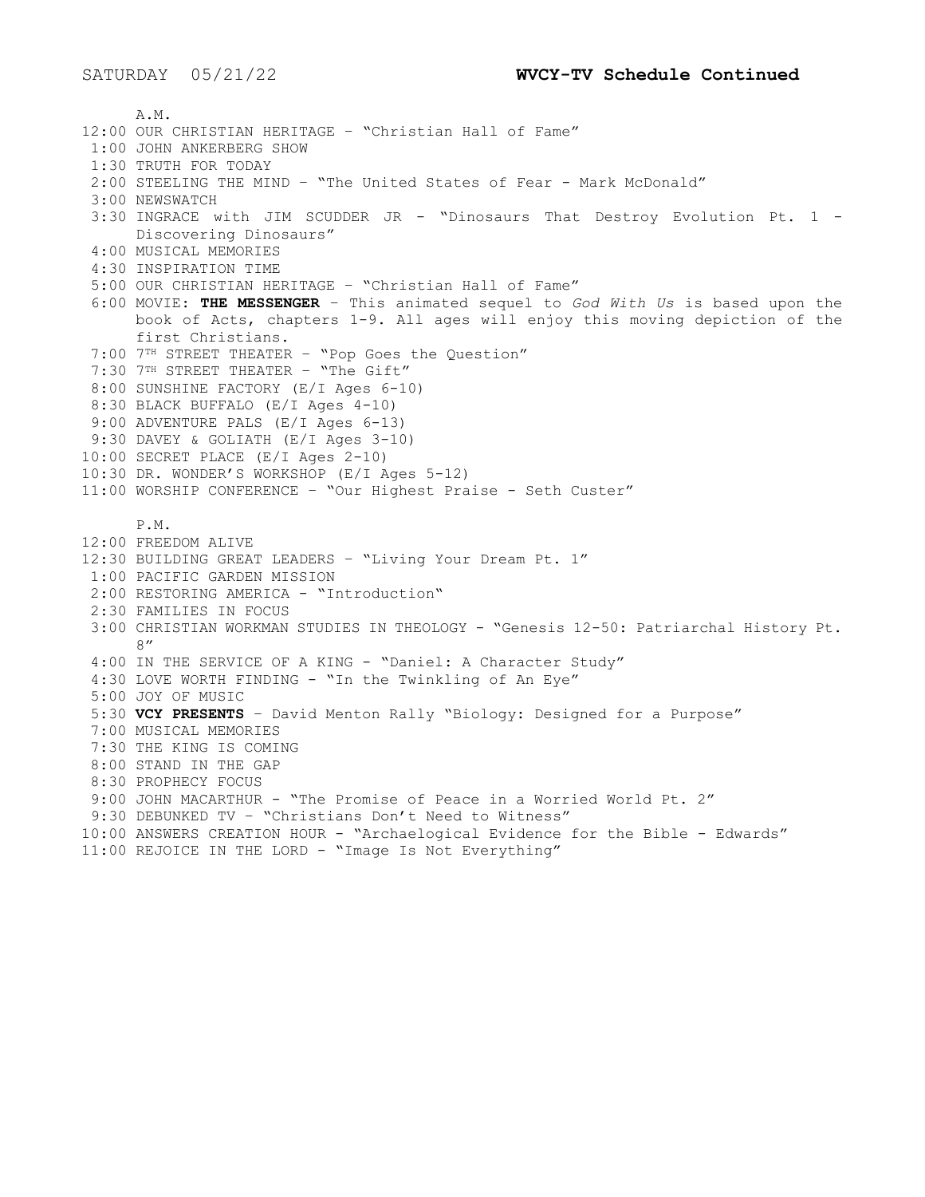SATURDAY 05/21/22 **WVCY-TV Schedule Continued**

A.M.

12:00 OUR CHRISTIAN HERITAGE – "Christian Hall of Fame"
1:00 JOHN ANKERBERG SHOW
1:30 TRUTH FOR TODAY
2:00 STEELING THE MIND – "The United States of Fear - Mark McDonald"
3:00 NEWSWATCH
3:30 INGRACE with JIM SCUDDER JR - "Dinosaurs That Destroy Evolution Pt. 1 - Discovering Dinosaurs"
4:00 MUSICAL MEMORIES
4:30 INSPIRATION TIME
5:00 OUR CHRISTIAN HERITAGE – "Christian Hall of Fame"
6:00 MOVIE: **THE MESSENGER** – This animated sequel to *God With Us* is based upon the book of Acts, chapters 1-9. All ages will enjoy this moving depiction of the first Christians.
7:00 7TH STREET THEATER – "Pop Goes the Question"
7:30 7TH STREET THEATER – "The Gift"
8:00 SUNSHINE FACTORY (E/I Ages 6-10)
8:30 BLACK BUFFALO (E/I Ages 4-10)
9:00 ADVENTURE PALS (E/I Ages 6-13)
9:30 DAVEY & GOLIATH (E/I Ages 3-10)
10:00 SECRET PLACE (E/I Ages 2-10)
10:30 DR. WONDER'S WORKSHOP (E/I Ages 5-12)
11:00 WORSHIP CONFERENCE – "Our Highest Praise - Seth Custer"

P.M.

12:00 FREEDOM ALIVE
12:30 BUILDING GREAT LEADERS – "Living Your Dream Pt. 1"
1:00 PACIFIC GARDEN MISSION
2:00 RESTORING AMERICA - "Introduction"
2:30 FAMILIES IN FOCUS
3:00 CHRISTIAN WORKMAN STUDIES IN THEOLOGY - "Genesis 12-50: Patriarchal History Pt. 8"
4:00 IN THE SERVICE OF A KING - "Daniel: A Character Study"
4:30 LOVE WORTH FINDING - "In the Twinkling of An Eye"
5:00 JOY OF MUSIC
5:30 **VCY PRESENTS** – David Menton Rally "Biology: Designed for a Purpose"
7:00 MUSICAL MEMORIES
7:30 THE KING IS COMING
8:00 STAND IN THE GAP
8:30 PROPHECY FOCUS
9:00 JOHN MACARTHUR - "The Promise of Peace in a Worried World Pt. 2"
9:30 DEBUNKED TV – "Christians Don't Need to Witness"
10:00 ANSWERS CREATION HOUR - "Archaeological Evidence for the Bible - Edwards"
11:00 REJOICE IN THE LORD - "Image Is Not Everything"